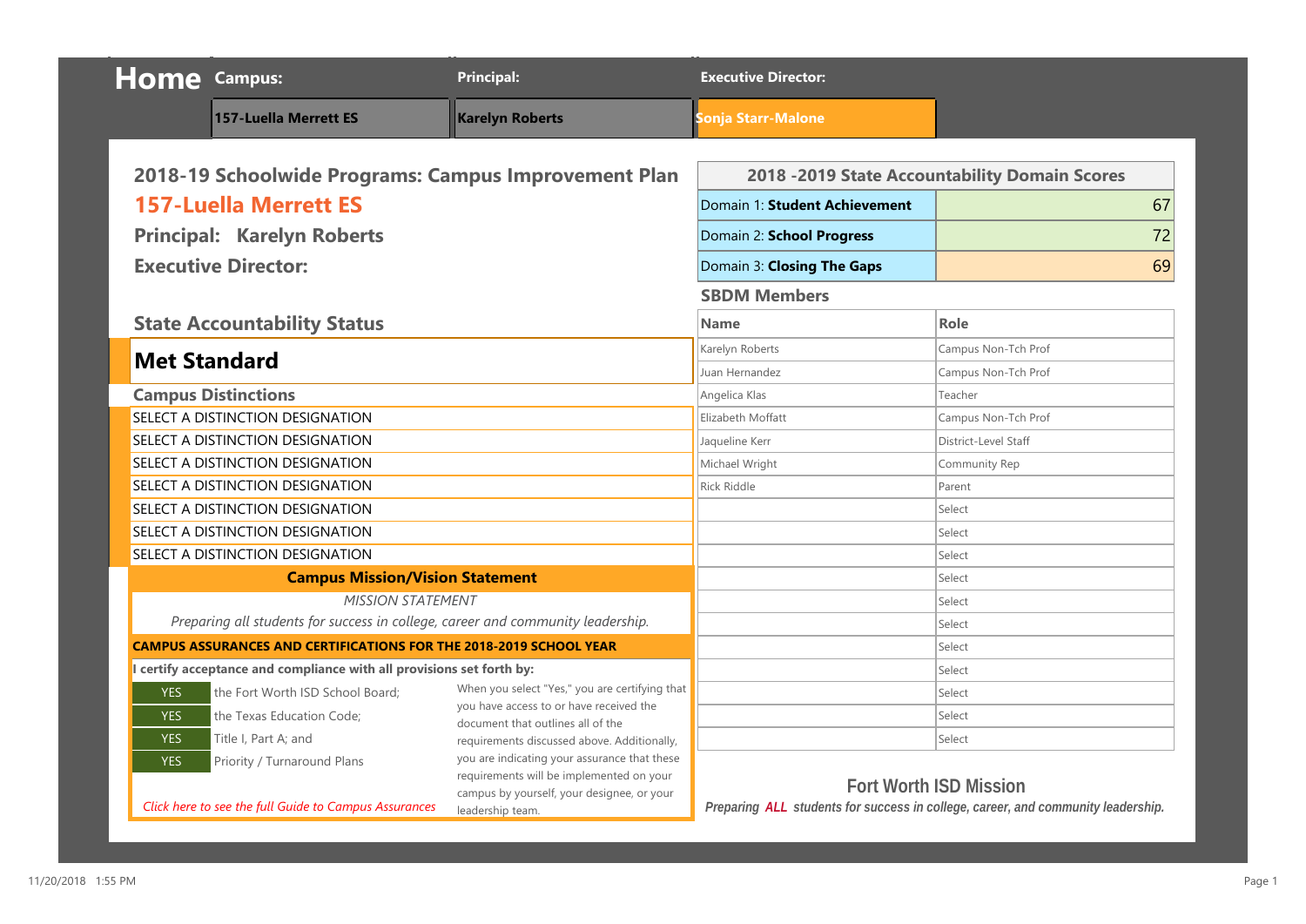# Home

| Campus: | Principal: | Executive Director: |
|---|---|---|
| 157-Luella Merrett ES | Karelyn Roberts | Sonja Starr-Malone |

## 2018-19 Schoolwide Programs: Campus Improvement Plan

## 157-Luella Merrett ES

### Principal: Karelyn Roberts

### Executive Director:

### State Accountability Status

## Met Standard

### Campus Distinctions

- SELECT A DISTINCTION DESIGNATION
- SELECT A DISTINCTION DESIGNATION
- SELECT A DISTINCTION DESIGNATION
- SELECT A DISTINCTION DESIGNATION
- SELECT A DISTINCTION DESIGNATION
- SELECT A DISTINCTION DESIGNATION
- SELECT A DISTINCTION DESIGNATION

### Campus Mission/Vision Statement

*MISSION STATEMENT*

*Preparing all students for success in college, career and community leadership.*

**CAMPUS ASSURANCES AND CERTIFICATIONS FOR THE 2018-2019 SCHOOL YEAR**

**I certify acceptance and compliance with all provisions set forth by:**

| | |
|---|---|
| YES | the Fort Worth ISD School Board; |
| YES | the Texas Education Code; |
| YES | Title I, Part A; and |
| YES | Priority / Turnaround Plans |

When you select "Yes," you are certifying that you have access to or have received the document that outlines all of the requirements discussed above. Additionally, you are indicating your assurance that these requirements will be implemented on your campus by yourself, your designee, or your leadership team.

*Click here to see the full Guide to Campus Assurances*

### 2018 -2019 State Accountability Domain Scores

| Domain | Score |
|---|---|
| Domain 1: **Student Achievement** | 67 |
| Domain 2: **School Progress** | 72 |
| Domain 3: **Closing The Gaps** | 69 |

### SBDM Members

| Name | Role |
|---|---|
| Karelyn Roberts | Campus Non-Tch Prof |
| Juan Hernandez | Campus Non-Tch Prof |
| Angelica Klas | Teacher |
| Elizabeth Moffatt | Campus Non-Tch Prof |
| Jaqueline Kerr | District-Level Staff |
| Michael Wright | Community Rep |
| Rick Riddle | Parent |
| | Select |
| | Select |
| | Select |
| | Select |
| | Select |
| | Select |
| | Select |
| | Select |
| | Select |
| | Select |

### Fort Worth ISD Mission

*Preparing **ALL** students for success in college, career, and community leadership.*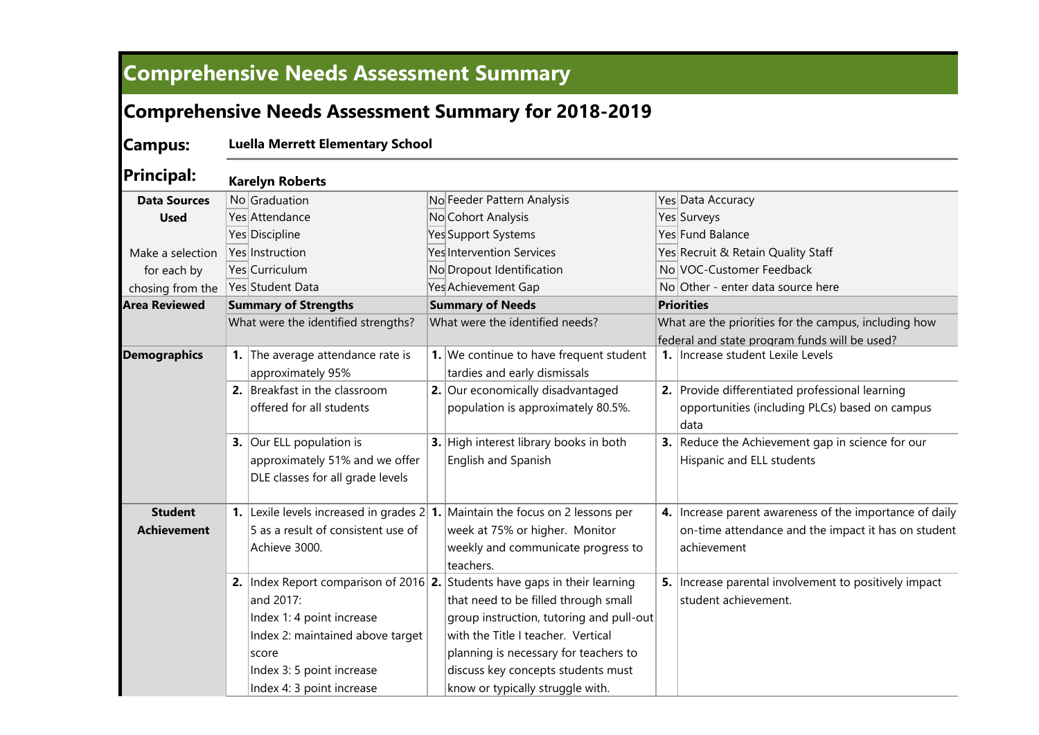# Comprehensive Needs Assessment Summary

## Comprehensive Needs Assessment Summary for 2018-2019

**Campus:** **Luella Merrett Elementary School**

**Principal:** **Karelyn Roberts**

| **Data Sources Used** | | | | | | |
|---|---|---|---|---|---|---|
| | No | Graduation | No | Feeder Pattern Analysis | Yes | Data Accuracy |
| | Yes | Attendance | No | Cohort Analysis | Yes | Surveys |
| | Yes | Discipline | Yes | Support Systems | Yes | Fund Balance |
| Make a selection | Yes | Instruction | Yes | Intervention Services | Yes | Recruit & Retain Quality Staff |
| for each by | Yes | Curriculum | No | Dropout Identification | No | VOC-Customer Feedback |
| chosing from the | Yes | Student Data | Yes | Achievement Gap | No | Other - enter data source here |

| **Area Reviewed** | **Summary of Strengths** | **Summary of Needs** | **Priorities** |
|---|---|---|---|
| | What were the identified strengths? | What were the identified needs? | What are the priorities for the campus, including how federal and state program funds will be used? |
| **Demographics** | **1.** The average attendance rate is approximately 95% | **1.** We continue to have frequent student tardies and early dismissals | **1.** Increase student Lexile Levels |
| | **2.** Breakfast in the classroom offered for all students | **2.** Our economically disadvantaged population is approximately 80.5%. | **2.** Provide differentiated professional learning opportunities (including PLCs) based on campus data |
| | **3.** Our ELL population is approximately 51% and we offer DLE classes for all grade levels | **3.** High interest library books in both English and Spanish | **3.** Reduce the Achievement gap in science for our Hispanic and ELL students |
| **Student Achievement** | **1.** Lexile levels increased in grades 2 5 as a result of consistent use of Achieve 3000. | **1.** Maintain the focus on 2 lessons per week at 75% or higher. Monitor weekly and communicate progress to teachers. | **4.** Increase parent awareness of the importance of daily on-time attendance and the impact it has on student achievement |
| | **2.** Index Report comparison of 2016 and 2017:<br>Index 1: 4 point increase<br>Index 2: maintained above target score<br>Index 3: 5 point increase<br>Index 4: 3 point increase | **2.** Students have gaps in their learning that need to be filled through small group instruction, tutoring and pull-out with the Title I teacher. Vertical planning is necessary for teachers to discuss key concepts students must know or typically struggle with. | **5.** Increase parental involvement to positively impact student achievement. |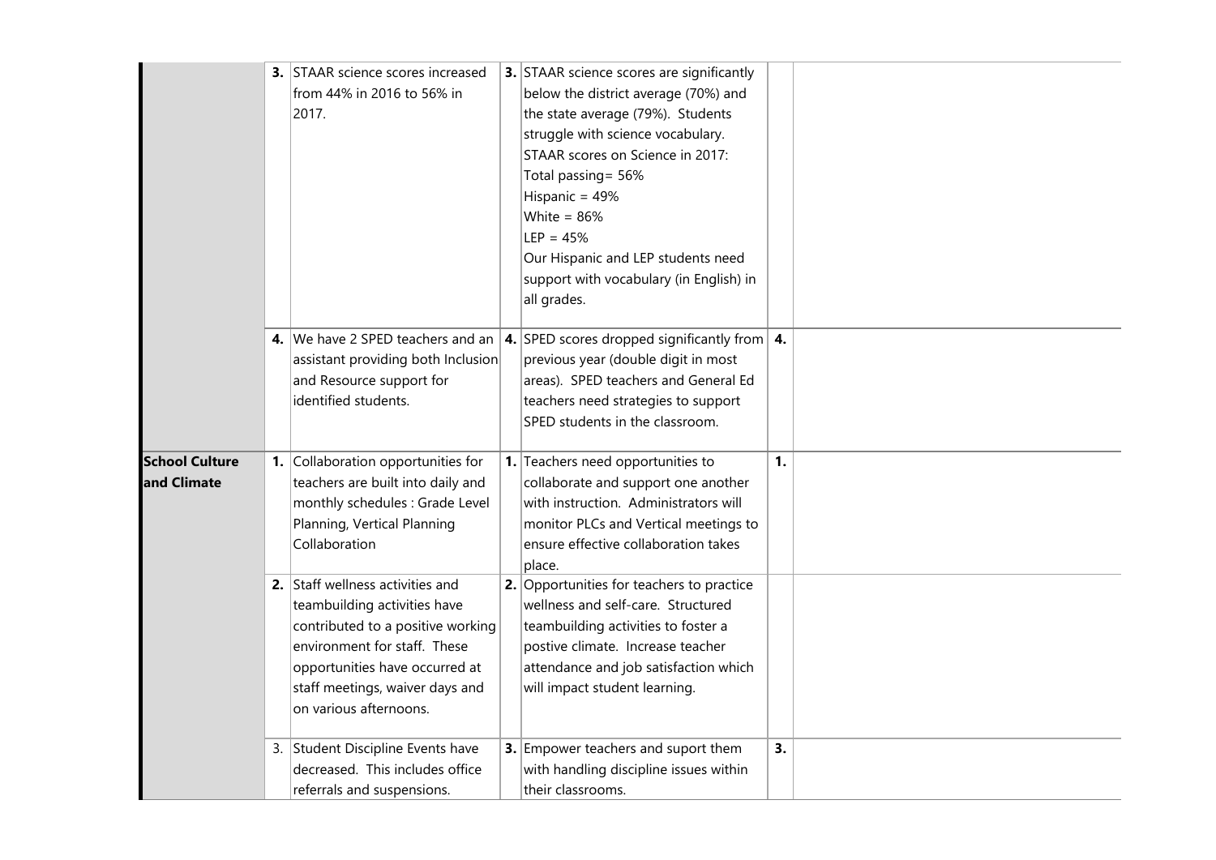| | | | | | | |
|---|---|---|---|---|---|---|
| | **3.** | STAAR science scores increased from 44% in 2016 to 56% in 2017. | **3.** | STAAR science scores are significantly below the district average (70%) and the state average (79%). Students struggle with science vocabulary.<br>STAAR scores on Science in 2017:<br>Total passing= 56%<br>Hispanic = 49%<br>White = 86%<br>LEP = 45%<br>Our Hispanic and LEP students need support with vocabulary (in English) in all grades. | | |
| | **4.** | We have 2 SPED teachers and an assistant providing both Inclusion and Resource support for identified students. | **4.** | SPED scores dropped significantly from previous year (double digit in most areas). SPED teachers and General Ed teachers need strategies to support SPED students in the classroom. | **4.** | |
| **School Culture and Climate** | **1.** | Collaboration opportunities for teachers are built into daily and monthly schedules : Grade Level Planning, Vertical Planning Collaboration | **1.** | Teachers need opportunities to collaborate and support one another with instruction. Administrators will monitor PLCs and Vertical meetings to ensure effective collaboration takes place. | **1.** | |
| | **2.** | Staff wellness activities and teambuilding activities have contributed to a positive working environment for staff. These opportunities have occurred at staff meetings, waiver days and on various afternoons. | **2.** | Opportunities for teachers to practice wellness and self-care. Structured teambuilding activities to foster a postive climate. Increase teacher attendance and job satisfaction which will impact student learning. | | |
| | 3. | Student Discipline Events have decreased. This includes office referrals and suspensions. | **3.** | Empower teachers and suport them with handling discipline issues within their classrooms. | **3.** | |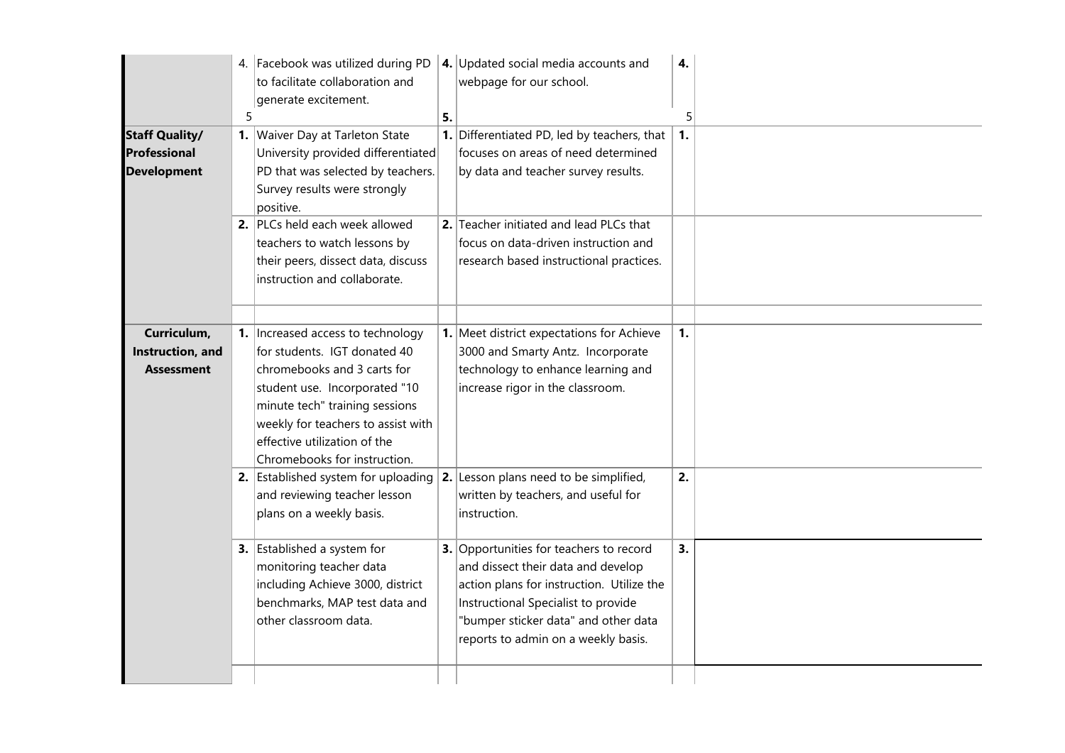| | | | | | | | |
|---|---|---|---|---|---|---|---|
| | 4. | Facebook was utilized during PD to facilitate collaboration and generate excitement. | **4.** | Updated social media accounts and webpage for our school. | **4.** | | |
| | 5 | | **5.** | | 5 | | |
| **Staff Quality/ Professional Development** | **1.** | Waiver Day at Tarleton State University provided differentiated PD that was selected by teachers. Survey results were strongly positive. | **1.** | Differentiated PD, led by teachers, that focuses on areas of need determined by data and teacher survey results. | **1.** | | |
| | **2.** | PLCs held each week allowed teachers to watch lessons by their peers, dissect data, discuss instruction and collaborate. | **2.** | Teacher initiated and lead PLCs that focus on data-driven instruction and research based instructional practices. | | | |
| | | | | | | | |
| **Curriculum, Instruction, and Assessment** | **1.** | Increased access to technology for students. IGT donated 40 chromebooks and 3 carts for student use. Incorporated "10 minute tech" training sessions weekly for teachers to assist with effective utilization of the Chromebooks for instruction. | **1.** | Meet district expectations for Achieve 3000 and Smarty Antz. Incorporate technology to enhance learning and increase rigor in the classroom. | **1.** | | |
| | **2.** | Established system for uploading and reviewing teacher lesson plans on a weekly basis. | **2.** | Lesson plans need to be simplified, written by teachers, and useful for instruction. | **2.** | | |
| | **3.** | Established a system for monitoring teacher data including Achieve 3000, district benchmarks, MAP test data and other classroom data. | **3.** | Opportunities for teachers to record and dissect their data and develop action plans for instruction. Utilize the Instructional Specialist to provide "bumper sticker data" and other data reports to admin on a weekly basis. | **3.** | | |
| | | | | | | | |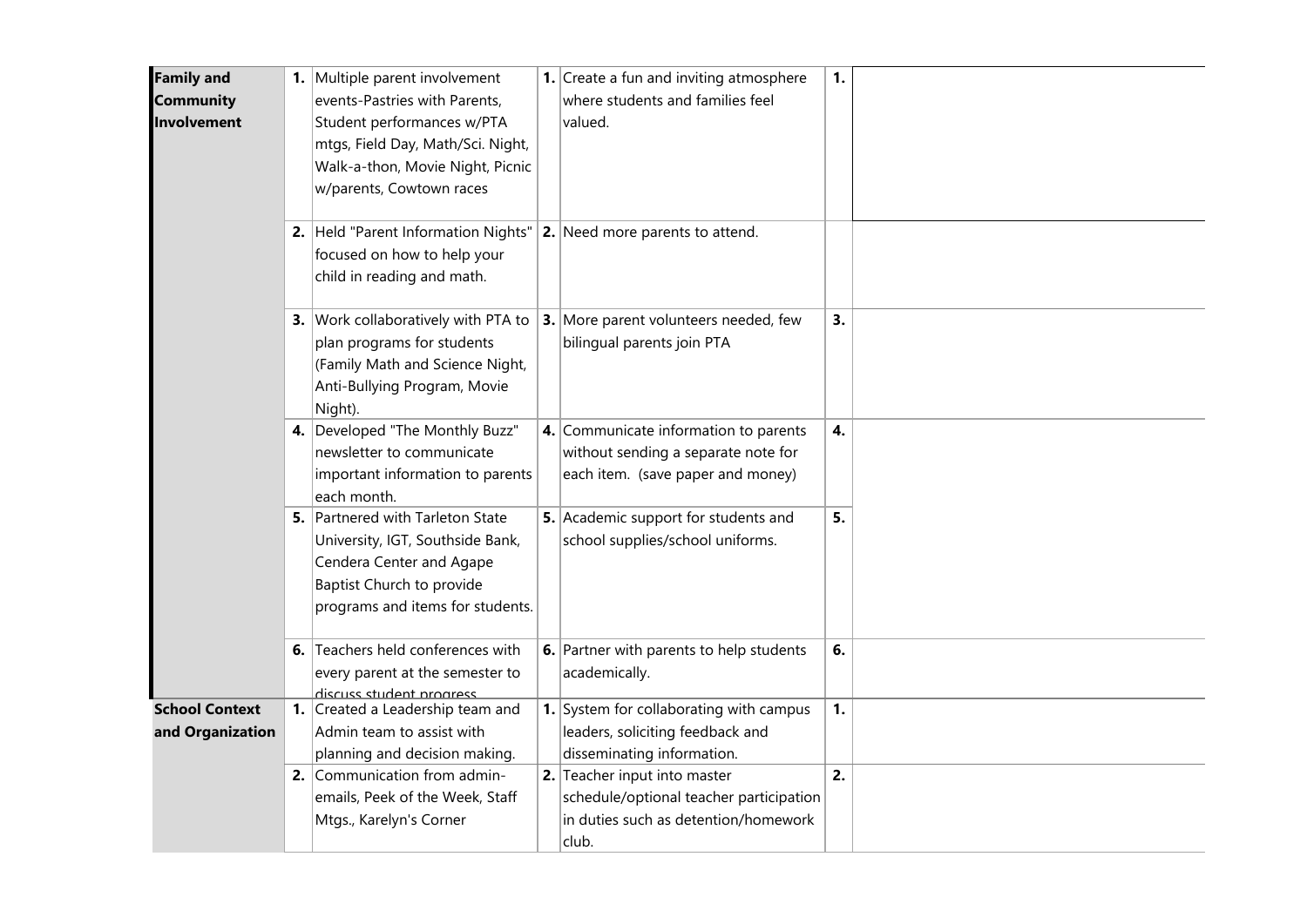| | | | | | | |
|---|---|---|---|---|---|---|
| **Family and Community Involvement** | **1.** | Multiple parent involvement events-Pastries with Parents, Student performances w/PTA mtgs, Field Day, Math/Sci. Night, Walk-a-thon, Movie Night, Picnic w/parents, Cowtown races | **1.** | Create a fun and inviting atmosphere where students and families feel valued. | **1.** | |
| | **2.** | Held "Parent Information Nights" focused on how to help your child in reading and math. | **2.** | Need more parents to attend. | | |
| | **3.** | Work collaboratively with PTA to plan programs for students (Family Math and Science Night, Anti-Bullying Program, Movie Night). | **3.** | More parent volunteers needed, few bilingual parents join PTA | **3.** | |
| | **4.** | Developed "The Monthly Buzz" newsletter to communicate important information to parents each month. | **4.** | Communicate information to parents without sending a separate note for each item. (save paper and money) | **4.** | |
| | **5.** | Partnered with Tarleton State University, IGT, Southside Bank, Cendera Center and Agape Baptist Church to provide programs and items for students. | **5.** | Academic support for students and school supplies/school uniforms. | **5.** | |
| | **6.** | Teachers held conferences with every parent at the semester to discuss student progress | **6.** | Partner with parents to help students academically. | **6.** | |
| **School Context and Organization** | **1.** | Created a Leadership team and Admin team to assist with planning and decision making. | **1.** | System for collaborating with campus leaders, soliciting feedback and disseminating information. | **1.** | |
| | **2.** | Communication from admin-emails, Peek of the Week, Staff Mtgs., Karelyn's Corner | **2.** | Teacher input into master schedule/optional teacher participation in duties such as detention/homework club. | **2.** | |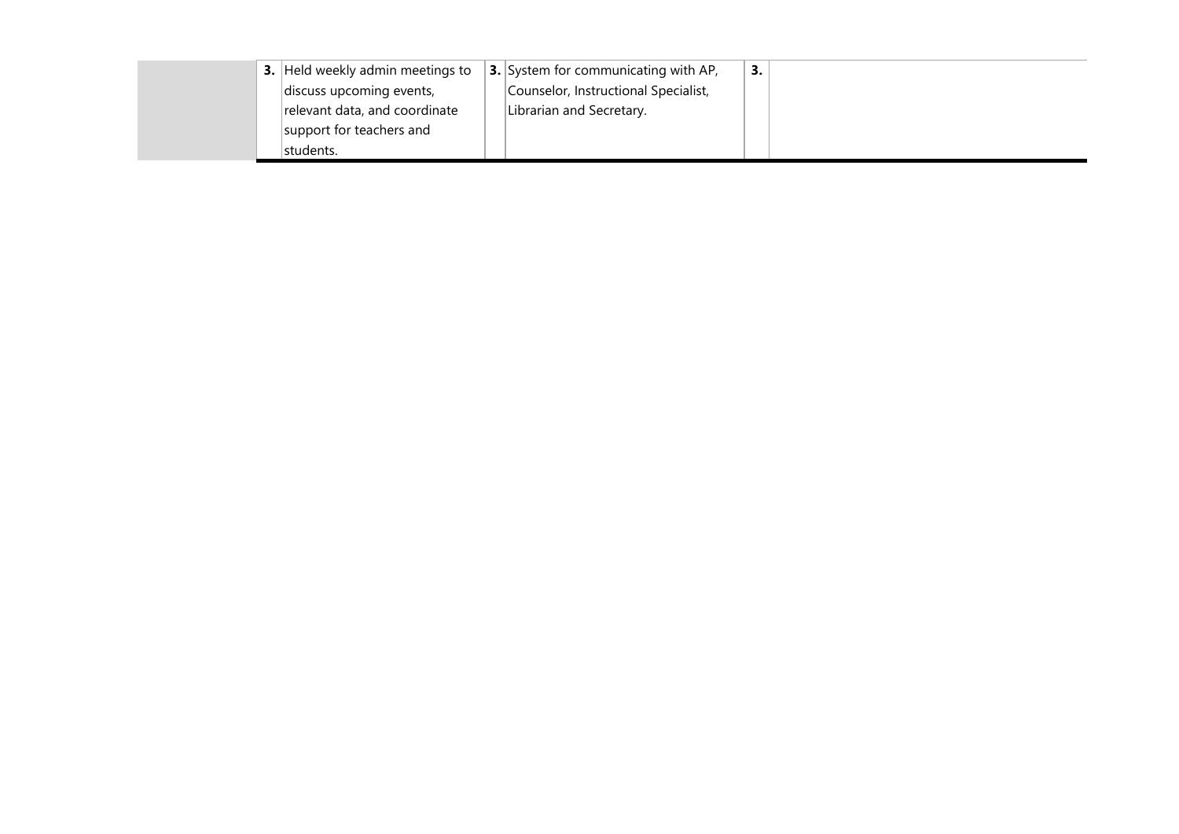| | | | | | | |
|---|---|---|---|---|---|---|
| | **3.** | Held weekly admin meetings to discuss upcoming events, relevant data, and coordinate support for teachers and students. | **3.** | System for communicating with AP, Counselor, Instructional Specialist, Librarian and Secretary. | **3.** | |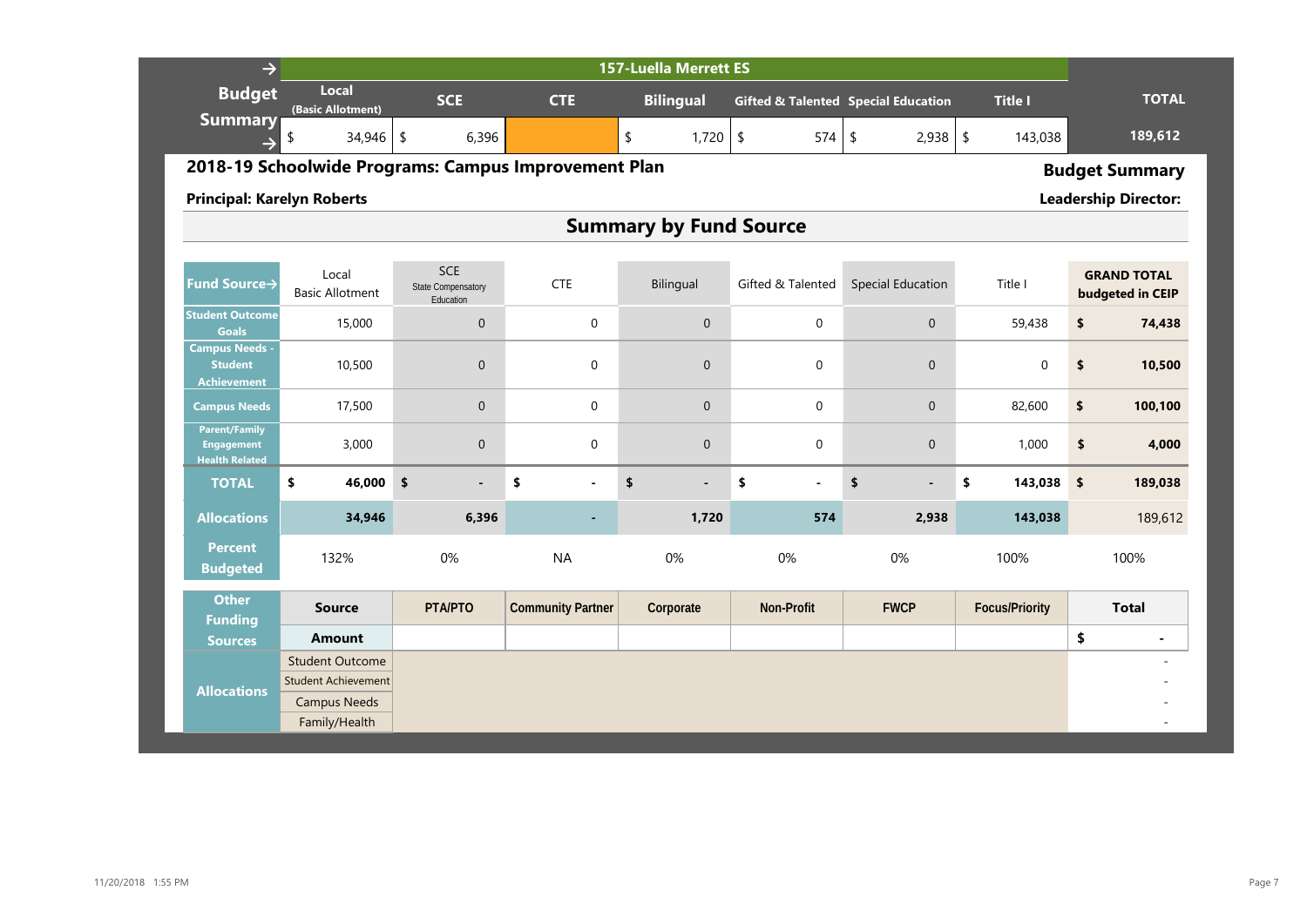| → Budget Summary → | 157-Luella Merrett ES | | | | | | | TOTAL |
|---|---|---|---|---|---|---|---|---|
| | Local (Basic Allotment) | SCE | CTE | Bilingual | Gifted & Talented | Special Education | Title I | |
| | $ 34,946 | $ 6,396 | | $ 1,720 | $ 574 | $ 2,938 | $ 143,038 | 189,612 |

## 2018-19 Schoolwide Programs: Campus Improvement Plan

**Budget Summary**

**Principal: Karelyn Roberts**

**Leadership Director:**

## Summary by Fund Source

| Fund Source→ | Local Basic Allotment | SCE State Compensatory Education | CTE | Bilingual | Gifted & Talented | Special Education | Title I | GRAND TOTAL budgeted in CEIP |
|---|---|---|---|---|---|---|---|---|
| Student Outcome Goals | 15,000 | 0 | 0 | 0 | 0 | 0 | 59,438 | $ 74,438 |
| Campus Needs - Student Achievement | 10,500 | 0 | 0 | 0 | 0 | 0 | 0 | $ 10,500 |
| Campus Needs | 17,500 | 0 | 0 | 0 | 0 | 0 | 82,600 | $ 100,100 |
| Parent/Family Engagement Health Related | 3,000 | 0 | 0 | 0 | 0 | 0 | 1,000 | $ 4,000 |
| TOTAL | $ 46,000 | $ - | $ - | $ - | $ - | $ - | $ 143,038 | $ 189,038 |
| Allocations | 34,946 | 6,396 | - | 1,720 | 574 | 2,938 | 143,038 | 189,612 |
| Percent Budgeted | 132% | 0% | NA | 0% | 0% | 0% | 100% | 100% |

| Other Funding Sources | Source | PTA/PTO | Community Partner | Corporate | Non-Profit | FWCP | Focus/Priority | Total |
|---|---|---|---|---|---|---|---|---|
| | Amount | | | | | | | $ - |
| Allocations | Student Outcome | | | | | | | - |
| | Student Achievement | | | | | | | - |
| | Campus Needs | | | | | | | - |
| | Family/Health | | | | | | | - |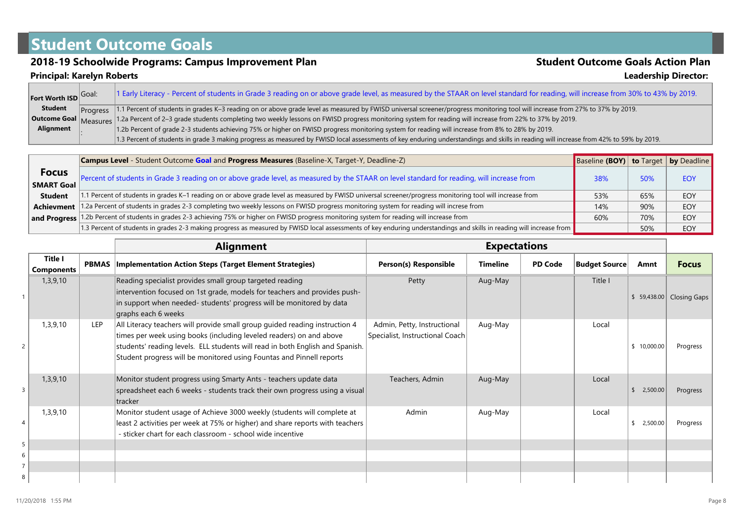# Student Outcome Goals

## 2018-19 Schoolwide Programs: Campus Improvement Plan

## Student Outcome Goals Action Plan

**Principal: Karelyn Roberts**

**Leadership Director:**

| Fort Worth ISD Student Outcome Goal Alignment | | |
|---|---|---|
| | Goal: | 1 Early Literacy - Percent of students in Grade 3 reading on or above grade level, as measured by the STAAR on level standard for reading, will increase from 30% to 43% by 2019. |
| | Progress Measures: | 1.1 Percent of students in grades K–3 reading on or above grade level as measured by FWISD universal screener/progress monitoring tool will increase from 27% to 37% by 2019. |
| | | 1.2a Percent of 2–3 grade students completing two weekly lessons on FWISD progress monitoring system for reading will increase from 22% to 37% by 2019. |
| | | 1.2b Percent of grade 2-3 students achieving 75% or higher on FWISD progress monitoring system for reading will increase from 8% to 28% by 2019. |
| | | 1.3 Percent of students in grade 3 making progress as measured by FWISD local assessments of key enduring understandings and skills in reading will increase from 42% to 59% by 2019. |

| Focus SMART Goal Student Achievement and Progress | Campus Level - Student Outcome **Goal** and **Progress Measures** (Baseline-X, Target-Y, Deadline-Z) | Baseline **(BOY)** | **to** Target | **by** Deadline |
|---|---|---|---|---|
| | Percent of students in Grade 3 reading on or above grade level, as measured by the STAAR on level standard for reading, will increase from | 38% | 50% | EOY |
| | 1.1 Percent of students in grades K–1 reading on or above grade level as measured by FWISD universal screener/progress monitoring tool will increase from | 53% | 65% | EOY |
| | 1.2a Percent of students in grades 2-3 completing two weekly lessons on FWISD progress monitoring system for reading will increse from | 14% | 90% | EOY |
| | 1.2b Percent of students in grades 2-3 achieving 75% or higher on FWISD progress monitoring system for reading will increse from | 60% | 70% | EOY |
| | 1.3 Percent of students in grades 2-3 making progress as measured by FWISD local assessments of key enduring understandings and skills in reading will increase from | | 50% | EOY |

| # | Title I Components | PBMAS | Implementation Action Steps (Target Element Strategies) | Person(s) Responsible | Timeline | PD Code | Budget Source | Amnt | Focus |
|---|---|---|---|---|---|---|---|---|---|
| 1 | 1,3,9,10 | | Reading specialist provides small group targeted reading intervention focused on 1st grade, models for teachers and provides push-in support when needed- students' progress will be monitored by data graphs each 6 weeks | Petty | Aug-May | | Title I | $ 59,438.00 | Closing Gaps |
| 2 | 1,3,9,10 | LEP | All Literacy teachers will provide small group guided reading instruction 4 times per week using books (including leveled readers) on and above students' reading levels. ELL students will read in both English and Spanish. Student progress will be monitored using Fountas and Pinnell reports | Admin, Petty, Instructional Specialist, Instructional Coach | Aug-May | | Local | $ 10,000.00 | Progress |
| 3 | 1,3,9,10 | | Monitor student progress using Smarty Ants - teachers update data spreadsheet each 6 weeks - students track their own progress using a visual tracker | Teachers, Admin | Aug-May | | Local | $ 2,500.00 | Progress |
| 4 | 1,3,9,10 | | Monitor student usage of Achieve 3000 weekly (students will complete at least 2 activities per week at 75% or higher) and share reports with teachers - sticker chart for each classroom - school wide incentive | Admin | Aug-May | | Local | $ 2,500.00 | Progress |
| 5 | | | | | | | | | |
| 6 | | | | | | | | | |
| 7 | | | | | | | | | |
| 8 | | | | | | | | | |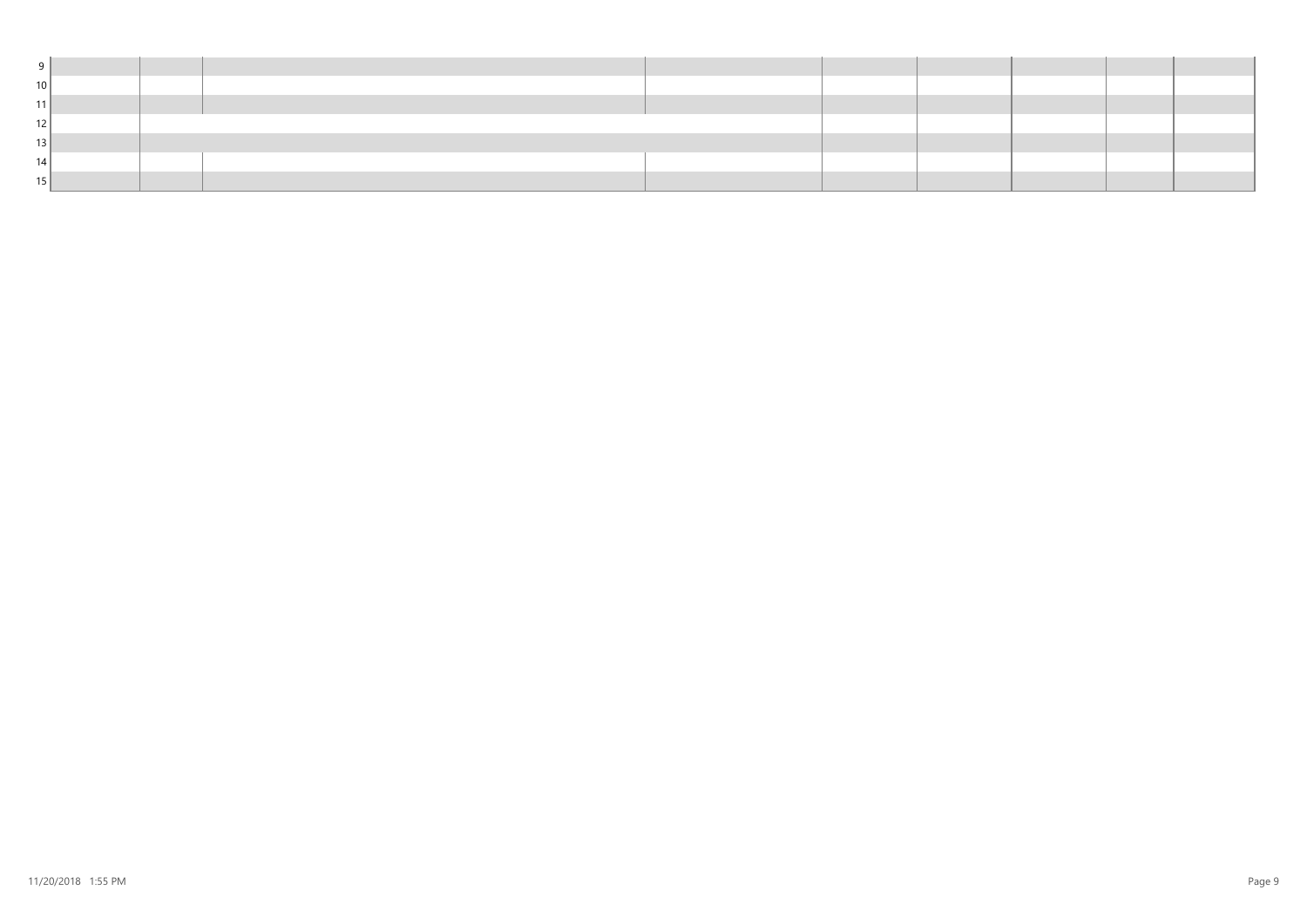| | | | | | | | | | |
|---|---|---|---|---|---|---|---|---|---|
| 9 | | | | | | | | | |
| 10 | | | | | | | | | |
| 11 | | | | | | | | | |
| 12 | | | | | | | | | |
| 13 | | | | | | | | | |
| 14 | | | | | | | | | |
| 15 | | | | | | | | | |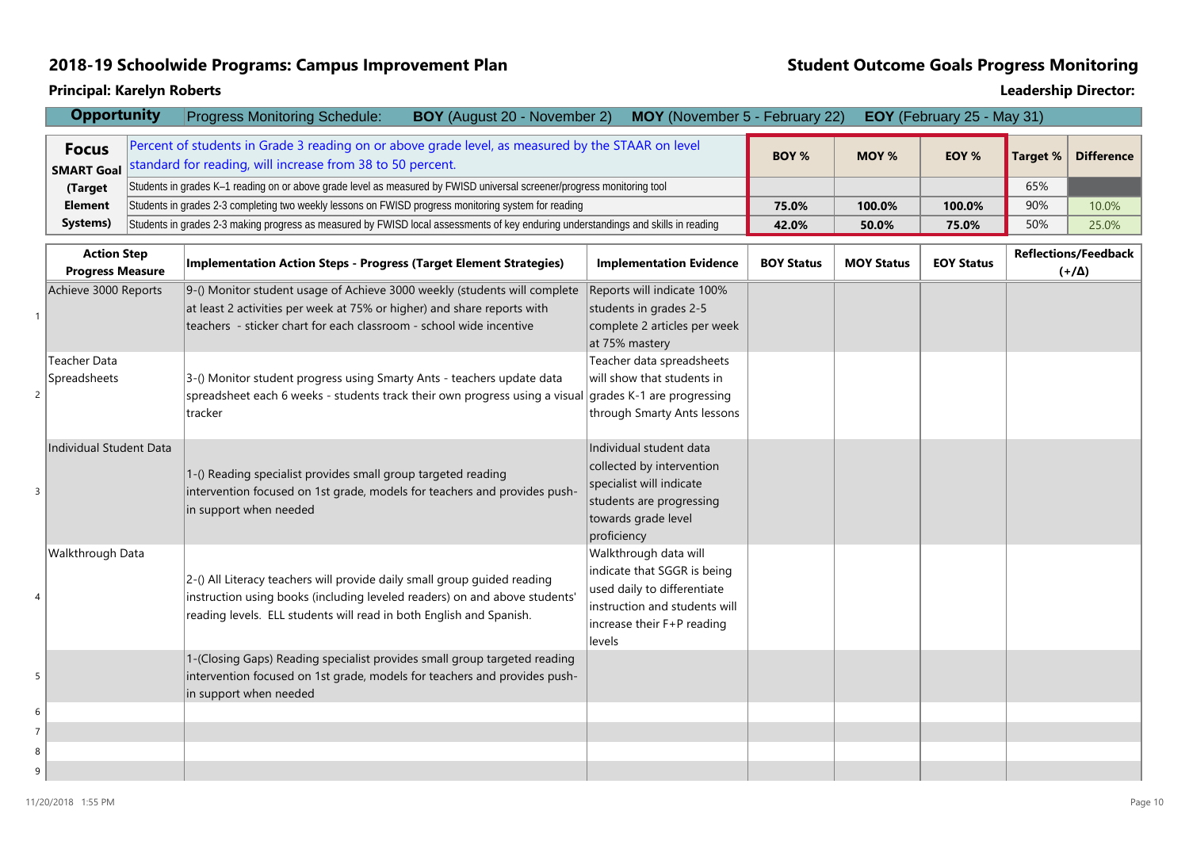## 2018-19 Schoolwide Programs: Campus Improvement Plan

## Student Outcome Goals Progress Monitoring

**Principal: Karelyn Roberts**

**Leadership Director:**

**Opportunity** — Progress Monitoring Schedule: **BOY** (August 20 - November 2) **MOY** (November 5 - February 22) **EOY** (February 25 - May 31)

| Focus SMART Goal (Target Element Systems) | | BOY % | MOY % | EOY % | Target % | Difference |
|---|---|---|---|---|---|---|
| | Percent of students in Grade 3 reading on or above grade level, as measured by the STAAR on level standard for reading, will increase from 38 to 50 percent. | | | | | |
| | Students in grades K–1 reading on or above grade level as measured by FWISD universal screener/progress monitoring tool | | | | 65% | |
| | Students in grades 2-3 completing two weekly lessons on FWISD progress monitoring system for reading | 75.0% | 100.0% | 100.0% | 90% | 10.0% |
| | Students in grades 2-3 making progress as measured by FWISD local assessments of key enduring understandings and skills in reading | 42.0% | 50.0% | 75.0% | 50% | 25.0% |

| | Action Step Progress Measure | Implementation Action Steps - Progress (Target Element Strategies) | Implementation Evidence | BOY Status | MOY Status | EOY Status | Reflections/Feedback (+/Δ) |
|---|---|---|---|---|---|---|---|
| 1 | Achieve 3000 Reports | 9-() Monitor student usage of Achieve 3000 weekly (students will complete at least 2 activities per week at 75% or higher) and share reports with teachers - sticker chart for each classroom - school wide incentive | Reports will indicate 100% students in grades 2-5 complete 2 articles per week at 75% mastery | | | | |
| 2 | Teacher Data Spreadsheets | 3-() Monitor student progress using Smarty Ants - teachers update data spreadsheet each 6 weeks - students track their own progress using a visual tracker | Teacher data spreadsheets will show that students in grades K-1 are progressing through Smarty Ants lessons | | | | |
| 3 | Individual Student Data | 1-() Reading specialist provides small group targeted reading intervention focused on 1st grade, models for teachers and provides push-in support when needed | Individual student data collected by intervention specialist will indicate students are progressing towards grade level proficiency | | | | |
| 4 | Walkthrough Data | 2-() All Literacy teachers will provide daily small group guided reading instruction using books (including leveled readers) on and above students' reading levels. ELL students will read in both English and Spanish. | Walkthrough data will indicate that SGGR is being used daily to differentiate instruction and students will increase their F+P reading levels | | | | |
| 5 | | 1-(Closing Gaps) Reading specialist provides small group targeted reading intervention focused on 1st grade, models for teachers and provides push-in support when needed | | | | | |
| 6 | | | | | | | |
| 7 | | | | | | | |
| 8 | | | | | | | |
| 9 | | | | | | | |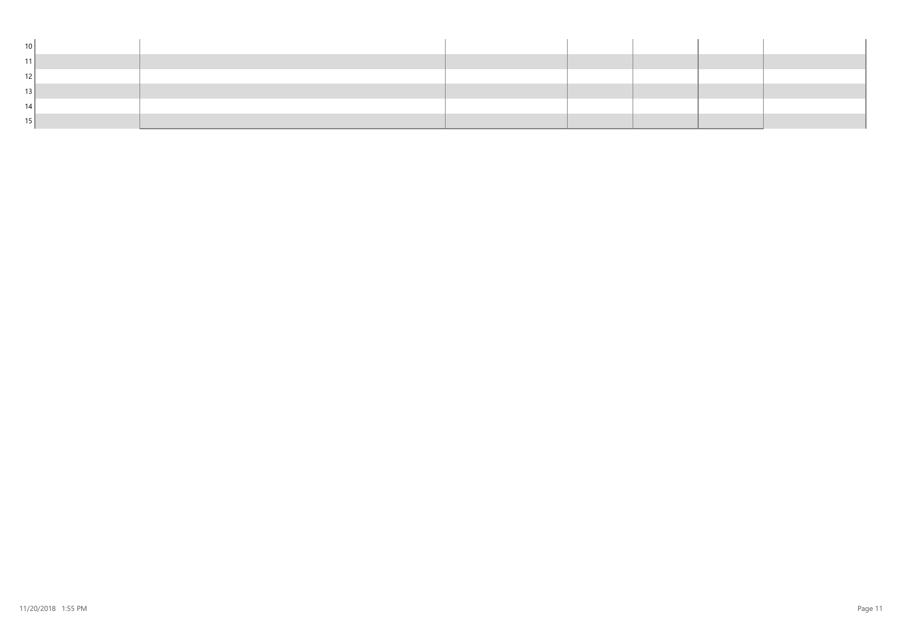| | | | | | | |
|---|---|---|---|---|---|---|
| 10 | | | | | | |
| 11 | | | | | | |
| 12 | | | | | | |
| 13 | | | | | | |
| 14 | | | | | | |
| 15 | | | | | | |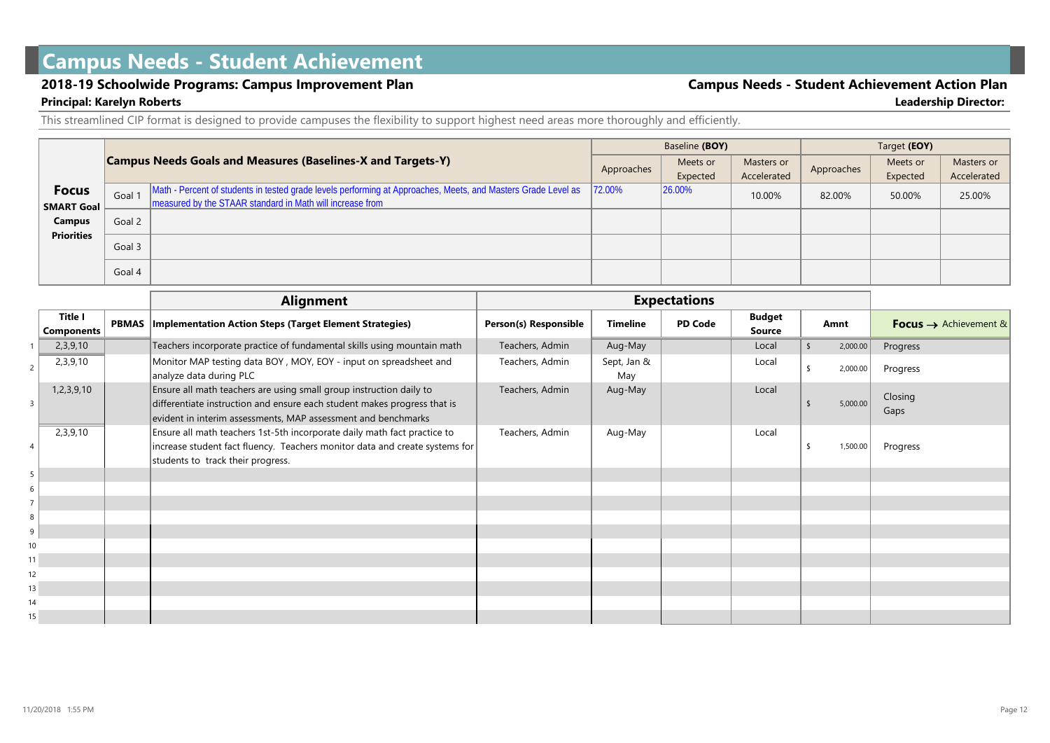# Campus Needs - Student Achievement

## 2018-19 Schoolwide Programs: Campus Improvement Plan

**Campus Needs - Student Achievement Action Plan**

**Principal: Karelyn Roberts**

**Leadership Director:**

This streamlined CIP format is designed to provide campuses the flexibility to support highest need areas more thoroughly and efficiently.

| Focus SMART Goal Campus Priorities | Campus Needs Goals and Measures (Baselines-X and Targets-Y) | | Baseline (BOY) | | | Target (EOY) | | |
|---|---|---|---|---|---|---|---|---|
| | | | Approaches | Meets or Expected | Masters or Accelerated | Approaches | Meets or Expected | Masters or Accelerated |
| | Goal 1 | Math - Percent of students in tested grade levels performing at Approaches, Meets, and Masters Grade Level as measured by the STAAR standard in Math will increase from | 72.00% | 26.00% | 10.00% | 82.00% | 50.00% | 25.00% |
| | Goal 2 | | | | | | | |
| | Goal 3 | | | | | | | |
| | Goal 4 | | | | | | | |

| | Title I Components | PBMAS | Implementation Action Steps (Target Element Strategies) | Person(s) Responsible | Timeline | PD Code | Budget Source | Amnt | Focus → Achievement & |
|---|---|---|---|---|---|---|---|---|---|
| | | | **Alignment** | **Expectations** | | | | | |
| 1 | 2,3,9,10 | | Teachers incorporate practice of fundamental skills using mountain math | Teachers, Admin | Aug-May | | Local | $ 2,000.00 | Progress |
| 2 | 2,3,9,10 | | Monitor MAP testing data BOY , MOY, EOY - input on spreadsheet and analyze data during PLC | Teachers, Admin | Sept, Jan & May | | Local | $ 2,000.00 | Progress |
| 3 | 1,2,3,9,10 | | Ensure all math teachers are using small group instruction daily to differentiate instruction and ensure each student makes progress that is evident in interim assessments, MAP assessment and benchmarks | Teachers, Admin | Aug-May | | Local | $ 5,000.00 | Closing Gaps |
| 4 | 2,3,9,10 | | Ensure all math teachers 1st-5th incorporate daily math fact practice to increase student fact fluency. Teachers monitor data and create systems for students to track their progress. | Teachers, Admin | Aug-May | | Local | $ 1,500.00 | Progress |
| 5 | | | | | | | | | |
| 6 | | | | | | | | | |
| 7 | | | | | | | | | |
| 8 | | | | | | | | | |
| 9 | | | | | | | | | |
| 10 | | | | | | | | | |
| 11 | | | | | | | | | |
| 12 | | | | | | | | | |
| 13 | | | | | | | | | |
| 14 | | | | | | | | | |
| 15 | | | | | | | | | |

11/20/2018 1:55 PM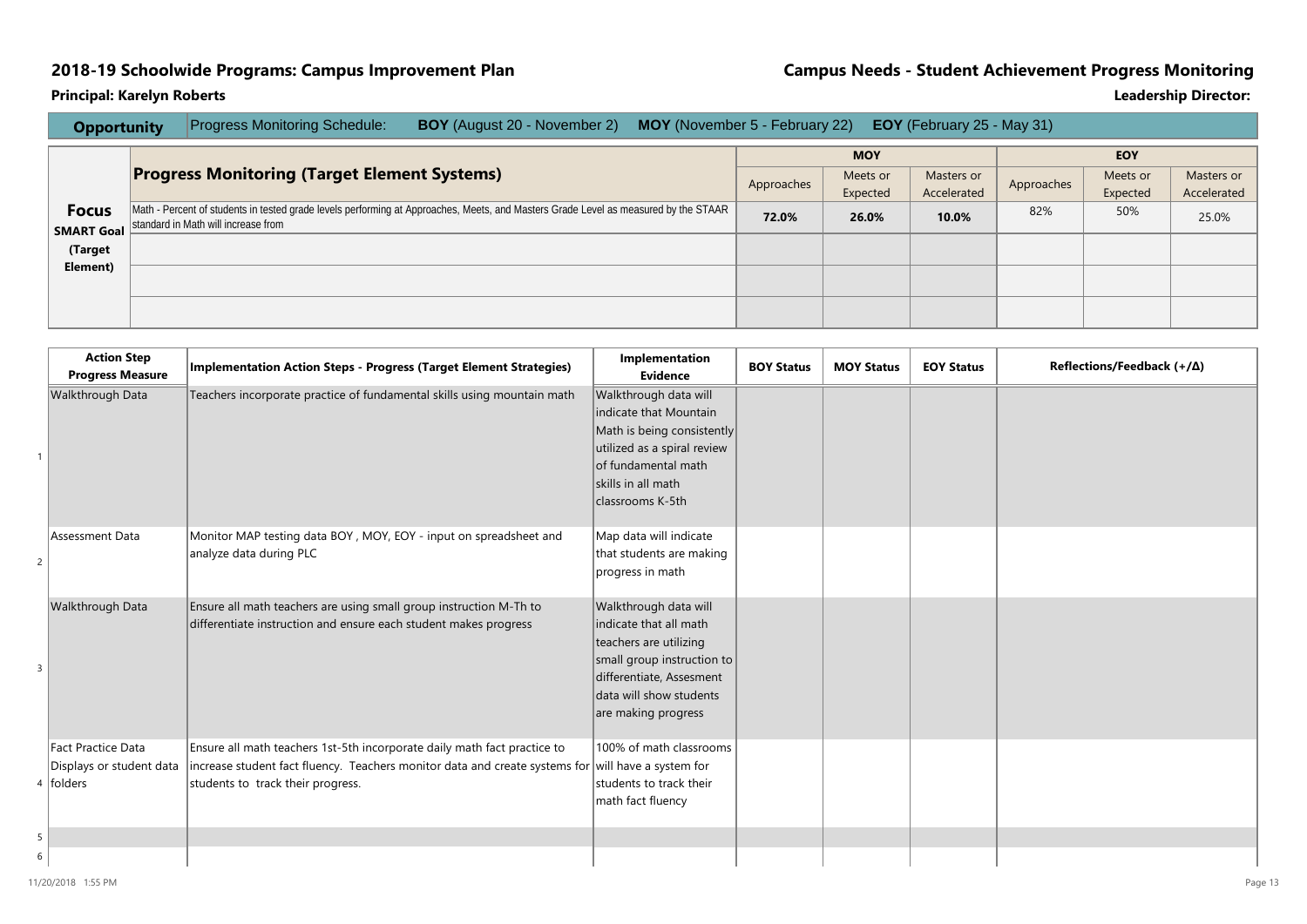## 2018-19 Schoolwide Programs: Campus Improvement Plan

## Campus Needs - Student Achievement Progress Monitoring

**Principal: Karelyn Roberts**

**Leadership Director:**

**Opportunity** | Progress Monitoring Schedule: **BOY** (August 20 - November 2) **MOY** (November 5 - February 22) **EOY** (February 25 - May 31)

| **Focus SMART Goal (Target Element)** | **Progress Monitoring (Target Element Systems)** | **MOY** | | | **EOY** | | |
|---|---|---|---|---|---|---|---|
| | | Approaches | Meets or Expected | Masters or Accelerated | Approaches | Meets or Expected | Masters or Accelerated |
| | Math - Percent of students in tested grade levels performing at Approaches, Meets, and Masters Grade Level as measured by the STAAR standard in Math will increase from | **72.0%** | **26.0%** | **10.0%** | 82% | 50% | 25.0% |
| | | | | | | | |
| | | | | | | | |
| | | | | | | | |

| | Action Step Progress Measure | Implementation Action Steps - Progress (Target Element Strategies) | Implementation Evidence | BOY Status | MOY Status | EOY Status | Reflections/Feedback (+/Δ) |
|---|---|---|---|---|---|---|---|
| 1 | Walkthrough Data | Teachers incorporate practice of fundamental skills using mountain math | Walkthrough data will indicate that Mountain Math is being consistently utilized as a spiral review of fundamental math skills in all math classrooms K-5th | | | | |
| 2 | Assessment Data | Monitor MAP testing data BOY , MOY, EOY - input on spreadsheet and analyze data during PLC | Map data will indicate that students are making progress in math | | | | |
| 3 | Walkthrough Data | Ensure all math teachers are using small group instruction M-Th to differentiate instruction and ensure each student makes progress | Walkthrough data will indicate that all math teachers are utilizing small group instruction to differentiate, Assesment data will show students are making progress | | | | |
| 4 | Fact Practice Data Displays or student data folders | Ensure all math teachers 1st-5th incorporate daily math fact practice to increase student fact fluency. Teachers monitor data and create systems for students to track their progress. | 100% of math classrooms will have a system for students to track their math fact fluency | | | | |
| 5 | | | | | | | |
| 6 | | | | | | | |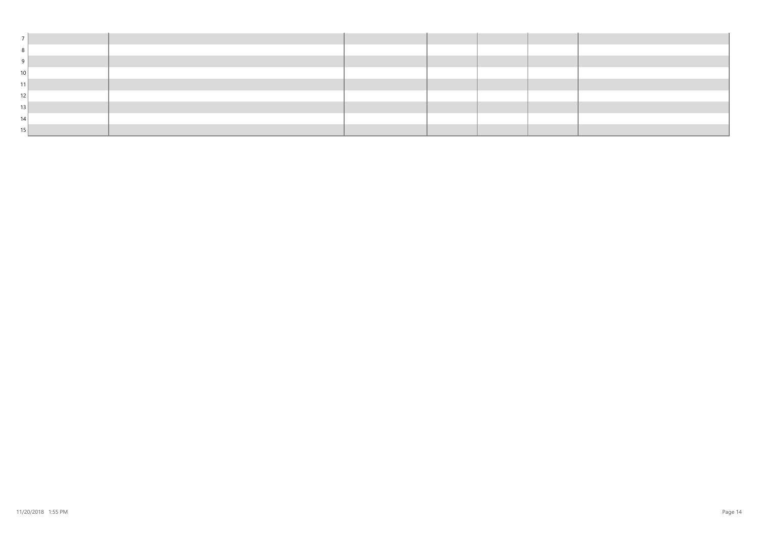| | | | | | | |
|---|---|---|---|---|---|---|
| 7 | | | | | | |
| 8 | | | | | | |
| 9 | | | | | | |
| 10 | | | | | | |
| 11 | | | | | | |
| 12 | | | | | | |
| 13 | | | | | | |
| 14 | | | | | | |
| 15 | | | | | | |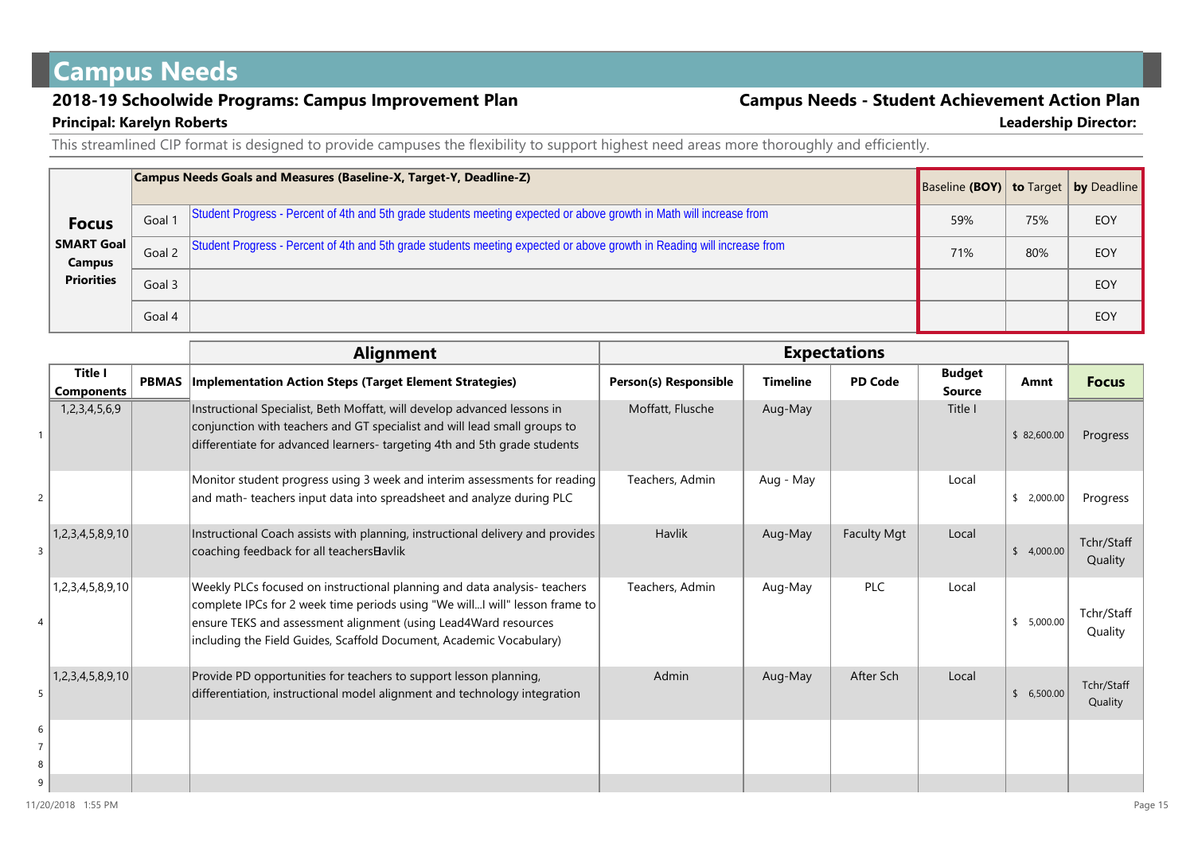# Campus Needs

## 2018-19 Schoolwide Programs: Campus Improvement Plan

## Campus Needs - Student Achievement Action Plan

**Principal: Karelyn Roberts**

**Leadership Director:**

This streamlined CIP format is designed to provide campuses the flexibility to support highest need areas more thoroughly and efficiently.

| **Focus** SMART Goal Campus Priorities | | Campus Needs Goals and Measures (Baseline-X, Target-Y, Deadline-Z) | Baseline (BOY) | to Target | by Deadline |
|---|---|---|---|---|---|
| | Goal 1 | Student Progress - Percent of 4th and 5th grade students meeting expected or above growth in Math will increase from | 59% | 75% | EOY |
| | Goal 2 | Student Progress - Percent of 4th and 5th grade students meeting expected or above growth in Reading will increase from | 71% | 80% | EOY |
| | Goal 3 | | | | EOY |
| | Goal 4 | | | | EOY |

| | Alignment | | | Expectations | | | | | |
|---|---|---|---|---|---|---|---|---|---|
| | Title I Components | PBMAS | Implementation Action Steps (Target Element Strategies) | Person(s) Responsible | Timeline | PD Code | Budget Source | Amnt | Focus |
| 1 | 1,2,3,4,5,6,9 | | Instructional Specialist, Beth Moffatt, will develop advanced lessons in conjunction with teachers and GT specialist and will lead small groups to differentiate for advanced learners- targeting 4th and 5th grade students | Moffatt, Flusche | Aug-May | | Title I | $ 82,600.00 | Progress |
| 2 | | | Monitor student progress using 3 week and interim assessments for reading and math- teachers input data into spreadsheet and analyze during PLC | Teachers, Admin | Aug - May | | Local | $ 2,000.00 | Progress |
| 3 | 1,2,3,4,5,8,9,10 | | Instructional Coach assists with planning, instructional delivery and provides coaching feedback for all teachersHavlik | Havlik | Aug-May | Faculty Mgt | Local | $ 4,000.00 | Tchr/Staff Quality |
| 4 | 1,2,3,4,5,8,9,10 | | Weekly PLCs focused on instructional planning and data analysis- teachers complete IPCs for 2 week time periods using "We will...I will" lesson frame to ensure TEKS and assessment alignment (using Lead4Ward resources including the Field Guides, Scaffold Document, Academic Vocabulary) | Teachers, Admin | Aug-May | PLC | Local | $ 5,000.00 | Tchr/Staff Quality |
| 5 | 1,2,3,4,5,8,9,10 | | Provide PD opportunities for teachers to support lesson planning, differentiation, instructional model alignment and technology integration | Admin | Aug-May | After Sch | Local | $ 6,500.00 | Tchr/Staff Quality |
| 6 | | | | | | | | | |
| 7 | | | | | | | | | |
| 8 | | | | | | | | | |
| 9 | | | | | | | | | |

11/20/2018 1:55 PM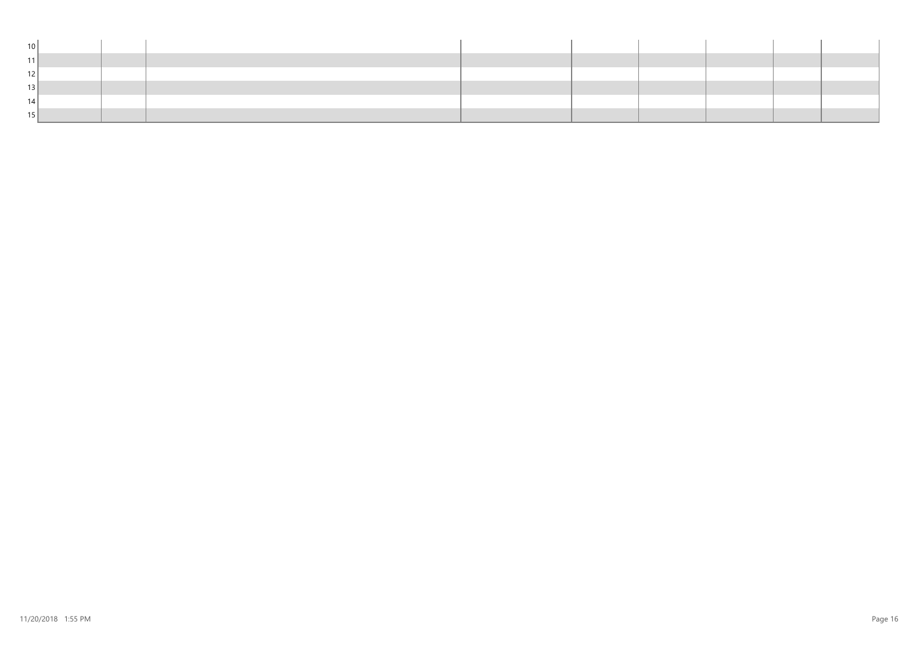| | | | | | | | | | |
|---|---|---|---|---|---|---|---|---|---|
| 10 | | | | | | | | | |
| 11 | | | | | | | | | |
| 12 | | | | | | | | | |
| 13 | | | | | | | | | |
| 14 | | | | | | | | | |
| 15 | | | | | | | | | |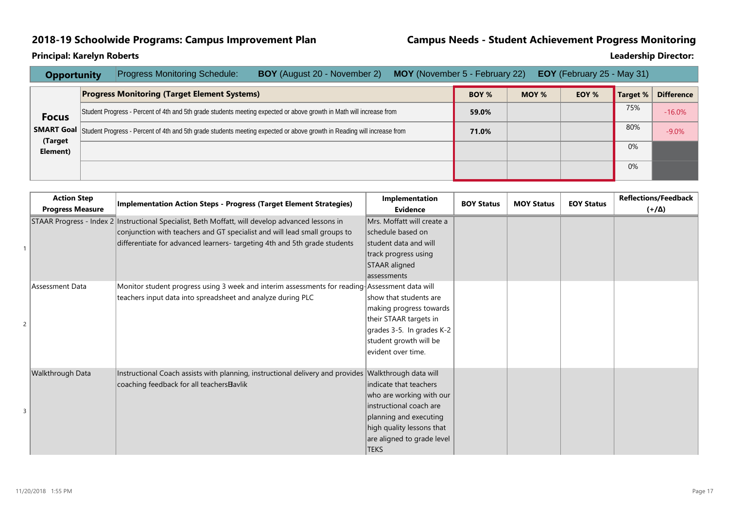## 2018-19 Schoolwide Programs: Campus Improvement Plan

## Campus Needs - Student Achievement Progress Monitoring

**Principal: Karelyn Roberts**

**Leadership Director:**

**Opportunity** | Progress Monitoring Schedule: **BOY** (August 20 - November 2) **MOY** (November 5 - February 22) **EOY** (February 25 - May 31)

| Focus SMART Goal (Target Element) | Progress Monitoring (Target Element Systems) | BOY % | MOY % | EOY % | Target % | Difference |
|---|---|---|---|---|---|---|
| | Student Progress - Percent of 4th and 5th grade students meeting expected or above growth in Math will increase from | 59.0% | | | 75% | -16.0% |
| | Student Progress - Percent of 4th and 5th grade students meeting expected or above growth in Reading will increase from | 71.0% | | | 80% | -9.0% |
| | | | | | 0% | |
| | | | | | 0% | |

| | Action Step Progress Measure | Implementation Action Steps - Progress (Target Element Strategies) | Implementation Evidence | BOY Status | MOY Status | EOY Status | Reflections/Feedback (+/Δ) |
|---|---|---|---|---|---|---|---|
| 1 | STAAR Progress - Index 2 | Instructional Specialist, Beth Moffatt, will develop advanced lessons in conjunction with teachers and GT specialist and will lead small groups to differentiate for advanced learners- targeting 4th and 5th grade students | Mrs. Moffatt will create a schedule based on student data and will track progress using STAAR aligned assessments | | | | |
| 2 | Assessment Data | Monitor student progress using 3 week and interim assessments for reading-teachers input data into spreadsheet and analyze during PLC | Assessment data will show that students are making progress towards their STAAR targets in grades 3-5. In grades K-2 student growth will be evident over time. | | | | |
| 3 | Walkthrough Data | Instructional Coach assists with planning, instructional delivery and provides coaching feedback for all teachersHavlik | Walkthrough data will indicate that teachers who are working with our instructional coach are planning and executing high quality lessons that are aligned to grade level TEKS | | | | |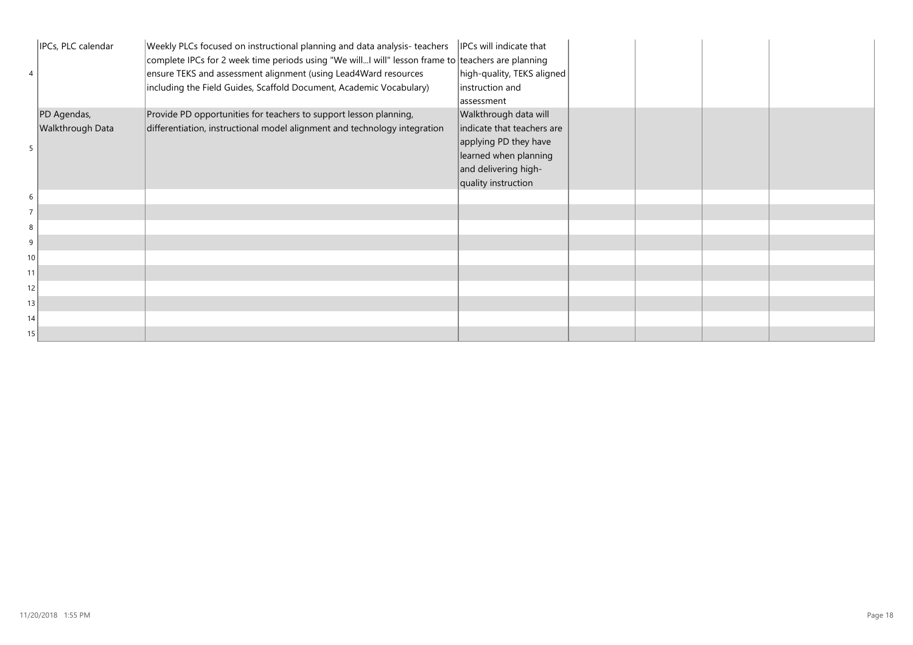| | | | | | | | |
|---|---|---|---|---|---|---|---|
| 4 | IPCs, PLC calendar | Weekly PLCs focused on instructional planning and data analysis- teachers complete IPCs for 2 week time periods using "We will...I will" lesson frame to ensure TEKS and assessment alignment (using Lead4Ward resources including the Field Guides, Scaffold Document, Academic Vocabulary) | IPCs will indicate that teachers are planning high-quality, TEKS aligned instruction and assessment | | | | |
| 5 | PD Agendas, Walkthrough Data | Provide PD opportunities for teachers to support lesson planning, differentiation, instructional model alignment and technology integration | Walkthrough data will indicate that teachers are applying PD they have learned when planning and delivering high-quality instruction | | | | |
| 6 | | | | | | | |
| 7 | | | | | | | |
| 8 | | | | | | | |
| 9 | | | | | | | |
| 10 | | | | | | | |
| 11 | | | | | | | |
| 12 | | | | | | | |
| 13 | | | | | | | |
| 14 | | | | | | | |
| 15 | | | | | | | |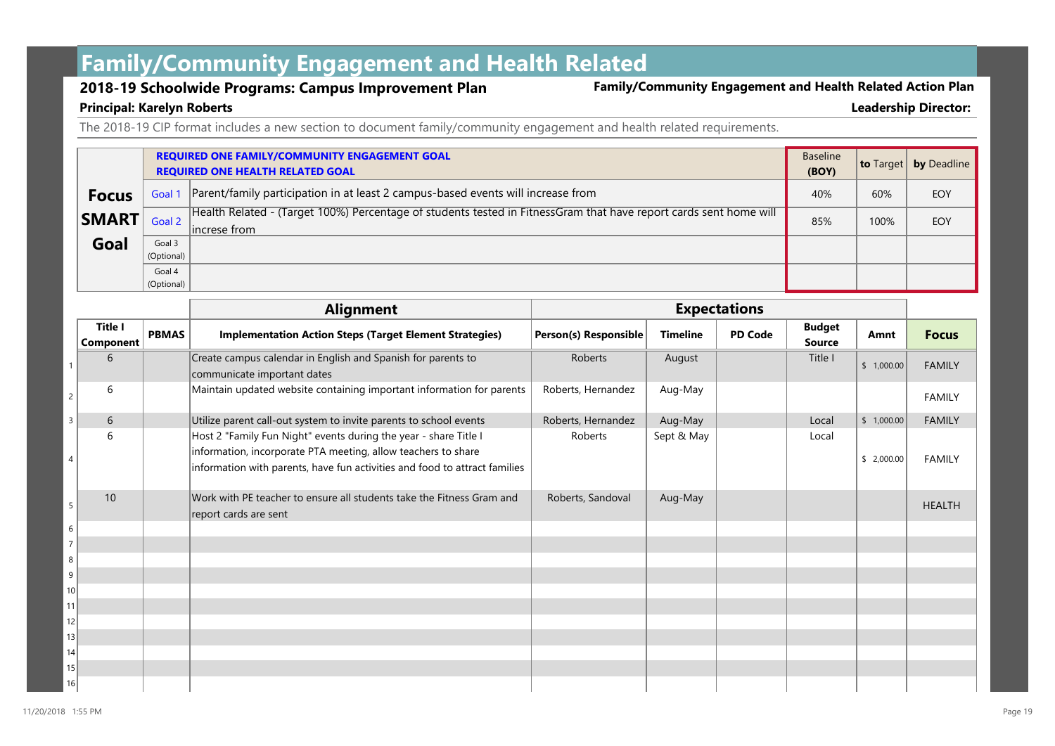# Family/Community Engagement and Health Related

**2018-19 Schoolwide Programs: Campus Improvement Plan** — **Family/Community Engagement and Health Related Action Plan**

**Principal: Karelyn Roberts** — **Leadership Director:**

The 2018-19 CIP format includes a new section to document family/community engagement and health related requirements.

| Focus SMART Goal | | REQUIRED ONE FAMILY/COMMUNITY ENGAGEMENT GOAL<br>REQUIRED ONE HEALTH RELATED GOAL | Baseline (BOY) | to Target | by Deadline |
|---|---|---|---|---|---|
| | Goal 1 | Parent/family participation in at least 2 campus-based events will increase from | 40% | 60% | EOY |
| | Goal 2 | Health Related - (Target 100%) Percentage of students tested in FitnessGram that have report cards sent home will increse from | 85% | 100% | EOY |
| | Goal 3 (Optional) | | | | |
| | Goal 4 (Optional) | | | | |

| | Alignment | | | Expectations | | | | | | |
|---|---|---|---|---|---|---|---|---|---|---|
| | Title I Component | PBMAS | Implementation Action Steps (Target Element Strategies) | Person(s) Responsible | Timeline | PD Code | Budget Source | Amnt | Focus |
| 1 | 6 | | Create campus calendar in English and Spanish for parents to communicate important dates | Roberts | August | | Title I | $ 1,000.00 | FAMILY |
| 2 | 6 | | Maintain updated website containing important information for parents | Roberts, Hernandez | Aug-May | | | | FAMILY |
| 3 | 6 | | Utilize parent call-out system to invite parents to school events | Roberts, Hernandez | Aug-May | | Local | $ 1,000.00 | FAMILY |
| 4 | 6 | | Host 2 "Family Fun Night" events during the year - share Title I information, incorporate PTA meeting, allow teachers to share information with parents, have fun activities and food to attract families | Roberts | Sept & May | | Local | $ 2,000.00 | FAMILY |
| 5 | 10 | | Work with PE teacher to ensure all students take the Fitness Gram and report cards are sent | Roberts, Sandoval | Aug-May | | | | HEALTH |
| 6 | | | | | | | | | |
| 7 | | | | | | | | | |
| 8 | | | | | | | | | |
| 9 | | | | | | | | | |
| 10 | | | | | | | | | |
| 11 | | | | | | | | | |
| 12 | | | | | | | | | |
| 13 | | | | | | | | | |
| 14 | | | | | | | | | |
| 15 | | | | | | | | | |
| 16 | | | | | | | | | |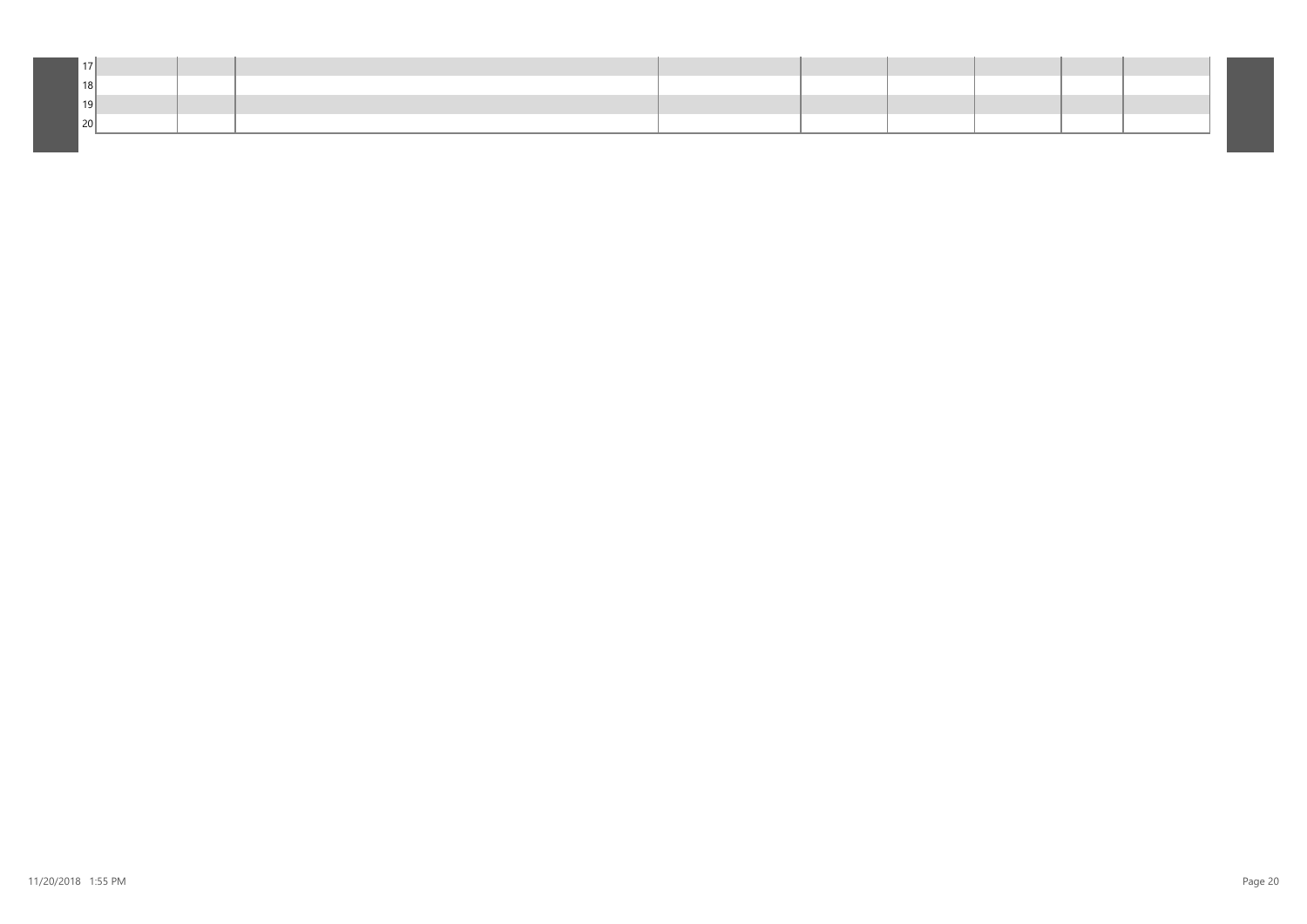| | | | | | | | | | |
|---|---|---|---|---|---|---|---|---|---|
| 17 | | | | | | | | | |
| 18 | | | | | | | | | |
| 19 | | | | | | | | | |
| 20 | | | | | | | | | |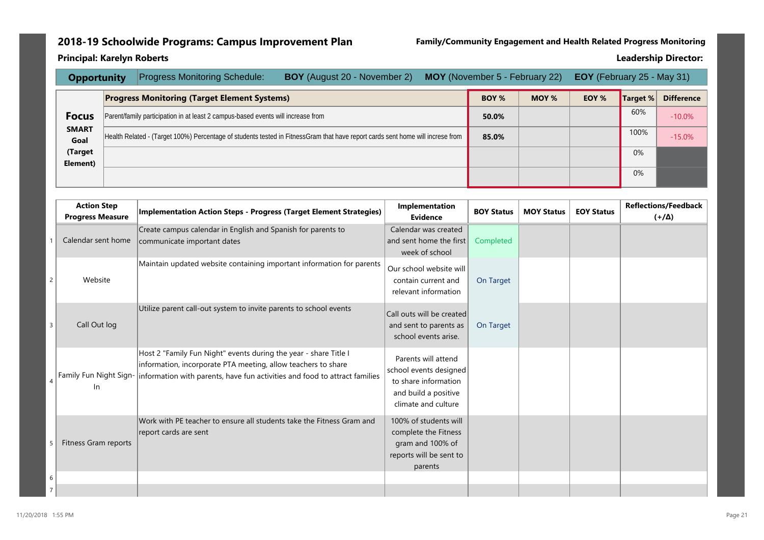# 2018-19 Schoolwide Programs: Campus Improvement Plan

**Family/Community Engagement and Health Related Progress Monitoring**

**Principal: Karelyn Roberts**

**Leadership Director:**

**Opportunity** | Progress Monitoring Schedule: **BOY** (August 20 - November 2) **MOY** (November 5 - February 22) **EOY** (February 25 - May 31)

| Focus SMART Goal (Target Element) | Progress Monitoring (Target Element Systems) | BOY % | MOY % | EOY % | Target % | Difference |
|---|---|---|---|---|---|---|
| | Parent/family participation in at least 2 campus-based events will increase from | 50.0% | | | 60% | -10.0% |
| | Health Related - (Target 100%) Percentage of students tested in FitnessGram that have report cards sent home will increse from | 85.0% | | | 100% | -15.0% |
| | | | | | 0% | |
| | | | | | 0% | |

| | Action Step Progress Measure | Implementation Action Steps - Progress (Target Element Strategies) | Implementation Evidence | BOY Status | MOY Status | EOY Status | Reflections/Feedback (+/Δ) |
|---|---|---|---|---|---|---|---|
| 1 | Calendar sent home | Create campus calendar in English and Spanish for parents to communicate important dates | Calendar was created and sent home the first week of school | Completed | | | |
| 2 | Website | Maintain updated website containing important information for parents | Our school website will contain current and relevant information | On Target | | | |
| 3 | Call Out log | Utilize parent call-out system to invite parents to school events | Call outs will be created and sent to parents as school events arise. | On Target | | | |
| 4 | Family Fun Night Sign-In | Host 2 "Family Fun Night" events during the year - share Title I information, incorporate PTA meeting, allow teachers to share information with parents, have fun activities and food to attract families | Parents will attend school events designed to share information and build a positive climate and culture | | | | |
| 5 | Fitness Gram reports | Work with PE teacher to ensure all students take the Fitness Gram and report cards are sent | 100% of students will complete the Fitness gram and 100% of reports will be sent to parents | | | | |
| 6 | | | | | | | |
| 7 | | | | | | | |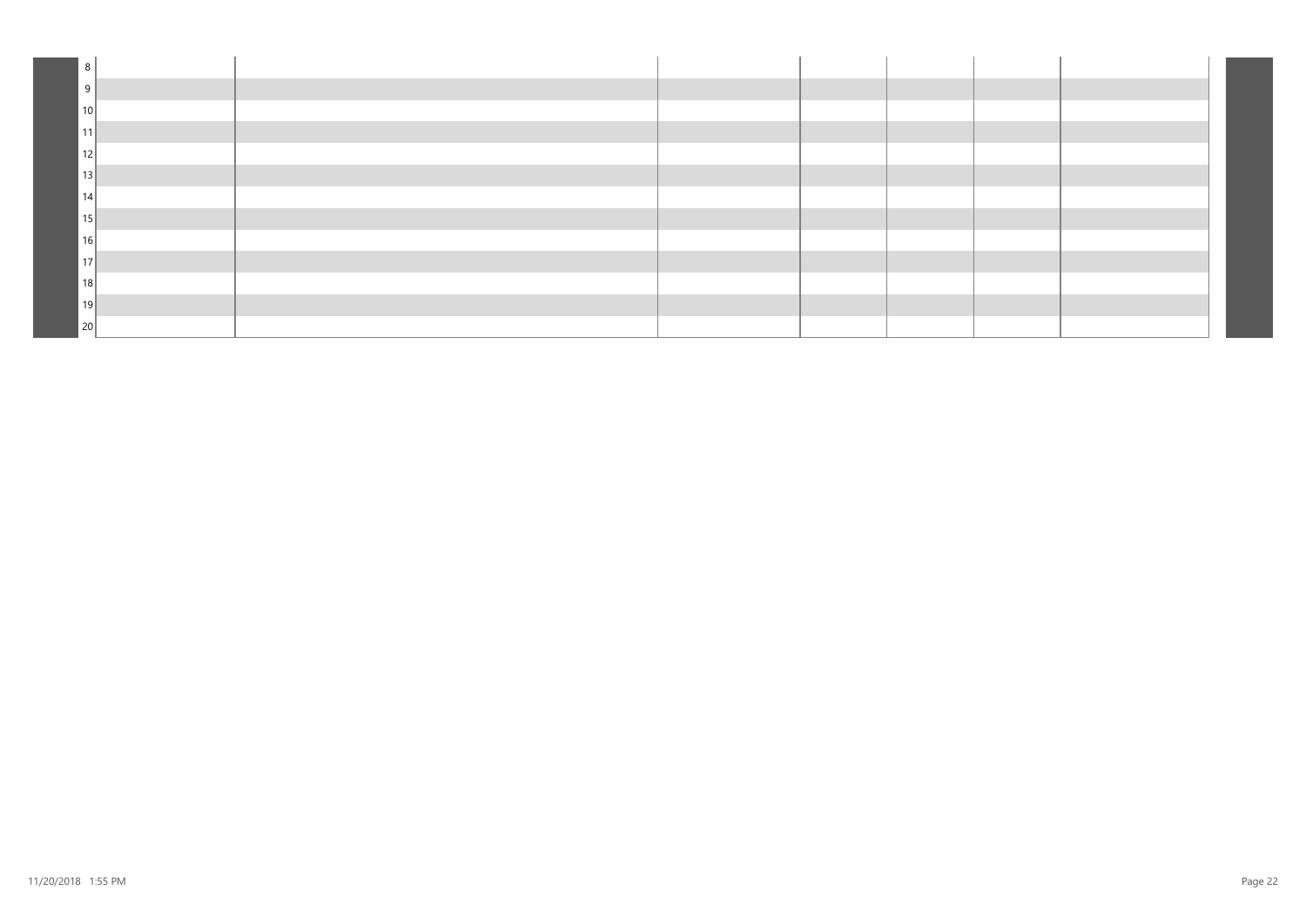| | | | | | | | |
|---|---|---|---|---|---|---|---|
| 8 | | | | | | | |
| 9 | | | | | | | |
| 10 | | | | | | | |
| 11 | | | | | | | |
| 12 | | | | | | | |
| 13 | | | | | | | |
| 14 | | | | | | | |
| 15 | | | | | | | |
| 16 | | | | | | | |
| 17 | | | | | | | |
| 18 | | | | | | | |
| 19 | | | | | | | |
| 20 | | | | | | | |

11/20/2018 1:55 PM